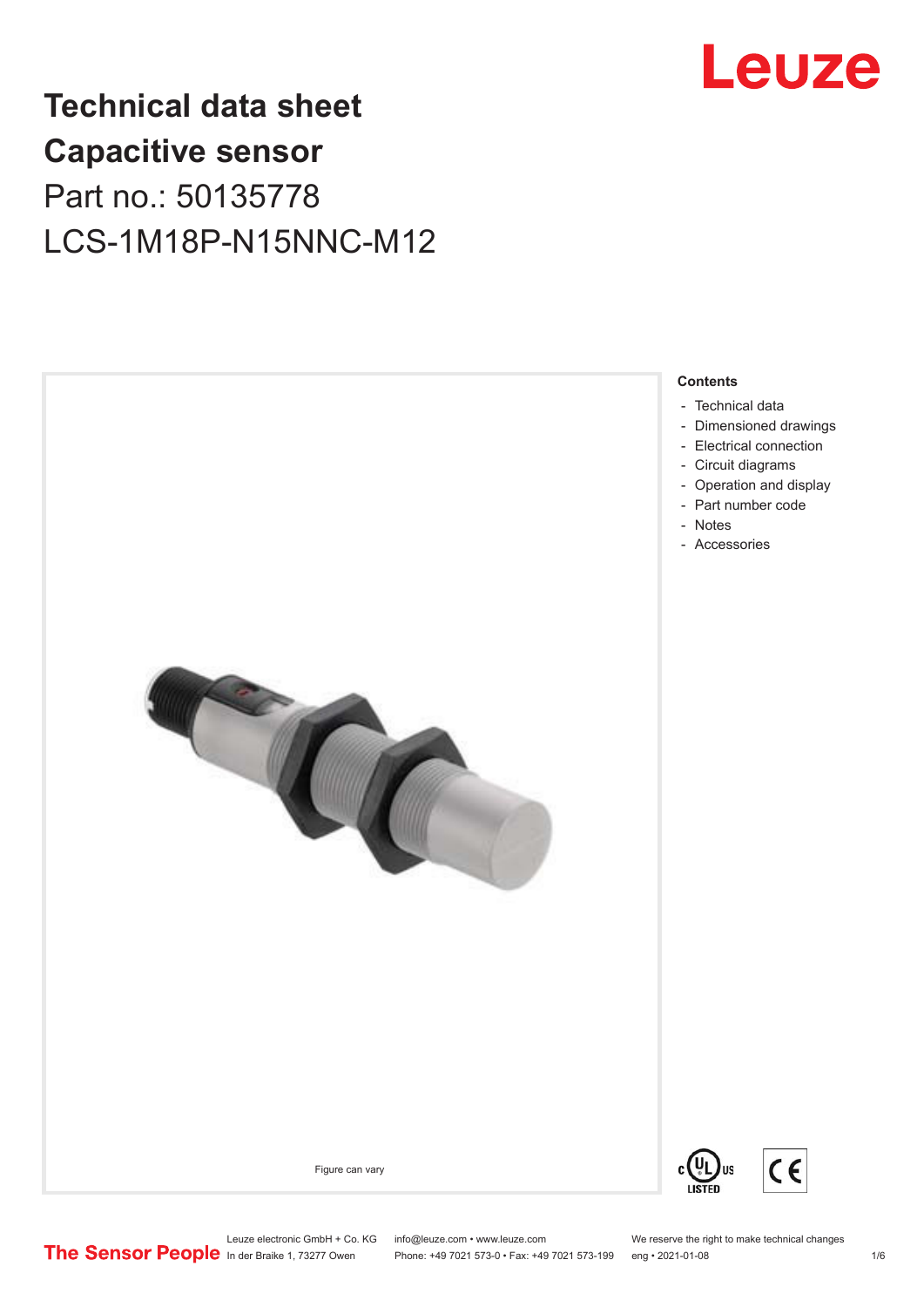Leuze

# Technical data sheet
# Capacitive sensor

Part no.: 50135778

LCS-1M18P-N15NNC-M12

Figure can vary

**Contents**

- Technical data
- Dimensioned drawings
- Electrical connection
- Circuit diagrams
- Operation and display
- Part number code
- Notes
- Accessories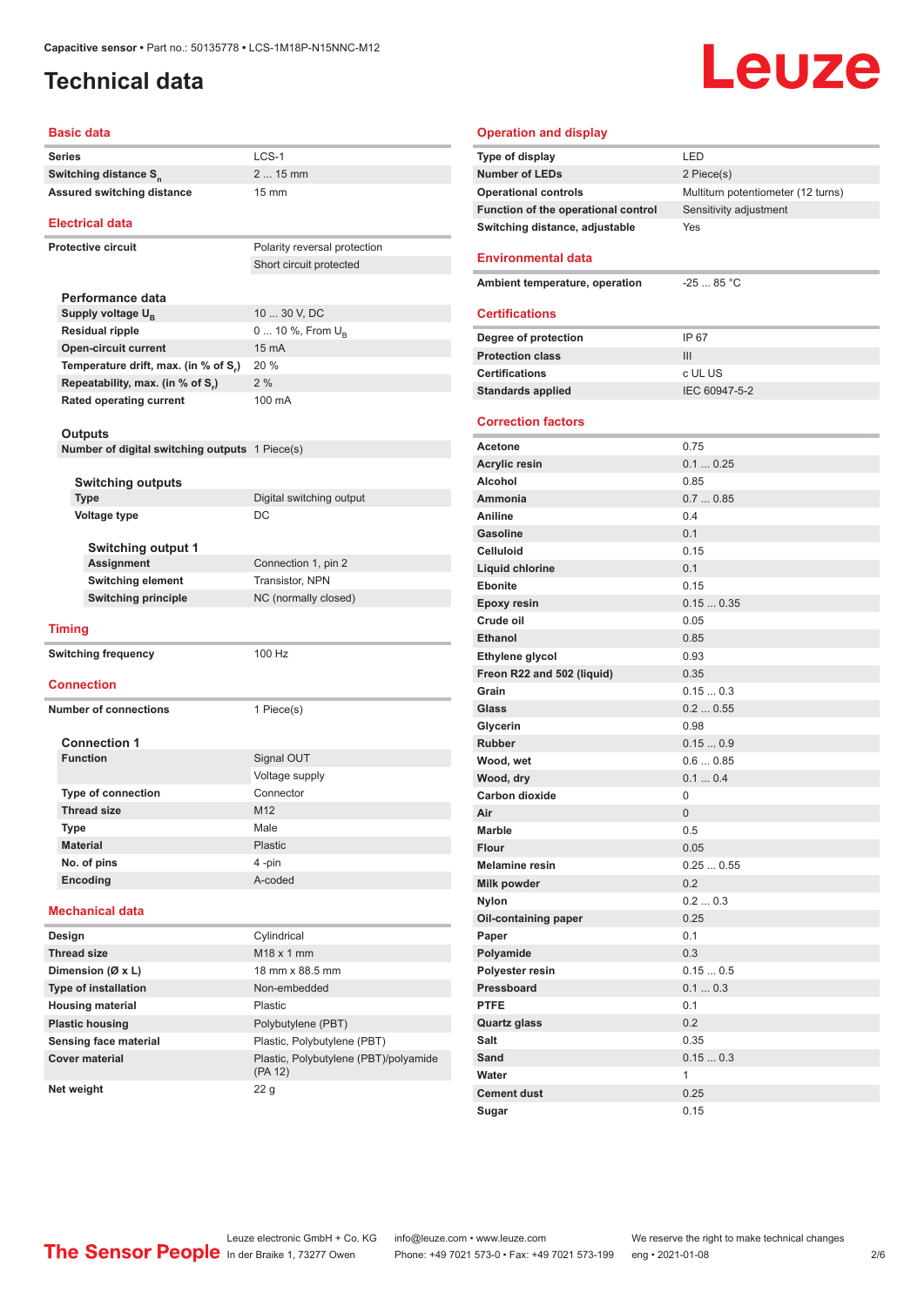Capacitive sensor • Part no.: 50135778 • LCS-1M18P-N15NNC-M12

# Technical data

## Basic data

| | |
|---|---|
| Series | LCS-1 |
| Switching distance $S_n$ | 2 ... 15 mm |
| Assured switching distance | 15 mm |

## Electrical data

| | |
|---|---|
| Protective circuit | Polarity reversal protection |
| | Short circuit protected |

### Performance data

| | |
|---|---|
| Supply voltage $U_B$ | 10 ... 30 V, DC |
| Residual ripple | 0 ... 10 %, From $U_B$ |
| Open-circuit current | 15 mA |
| Temperature drift, max. (in % of $S_r$) | 20 % |
| Repeatability, max. (in % of $S_r$) | 2 % |
| Rated operating current | 100 mA |

### Outputs

| | |
|---|---|
| Number of digital switching outputs | 1 Piece(s) |

#### Switching outputs

| | |
|---|---|
| Type | Digital switching output |
| Voltage type | DC |

##### Switching output 1

| | |
|---|---|
| Assignment | Connection 1, pin 2 |
| Switching element | Transistor, NPN |
| Switching principle | NC (normally closed) |

## Timing

| | |
|---|---|
| Switching frequency | 100 Hz |

## Connection

| | |
|---|---|
| Number of connections | 1 Piece(s) |

### Connection 1

| | |
|---|---|
| Function | Signal OUT |
| | Voltage supply |
| Type of connection | Connector |
| Thread size | M12 |
| Type | Male |
| Material | Plastic |
| No. of pins | 4 -pin |
| Encoding | A-coded |

## Mechanical data

| | |
|---|---|
| Design | Cylindrical |
| Thread size | M18 x 1 mm |
| Dimension (Ø x L) | 18 mm x 88.5 mm |
| Type of installation | Non-embedded |
| Housing material | Plastic |
| Plastic housing | Polybutylene (PBT) |
| Sensing face material | Plastic, Polybutylene (PBT) |
| Cover material | Plastic, Polybutylene (PBT)/polyamide (PA 12) |
| Net weight | 22 g |

## Operation and display

| | |
|---|---|
| Type of display | LED |
| Number of LEDs | 2 Piece(s) |
| Operational controls | Multiturn potentiometer (12 turns) |
| Function of the operational control | Sensitivity adjustment |
| Switching distance, adjustable | Yes |

## Environmental data

| | |
|---|---|
| Ambient temperature, operation | -25 ... 85 °C |

## Certifications

| | |
|---|---|
| Degree of protection | IP 67 |
| Protection class | III |
| Certifications | c UL US |
| Standards applied | IEC 60947-5-2 |

## Correction factors

| | |
|---|---|
| Acetone | 0.75 |
| Acrylic resin | 0.1 ... 0.25 |
| Alcohol | 0.85 |
| Ammonia | 0.7 ... 0.85 |
| Aniline | 0.4 |
| Gasoline | 0.1 |
| Celluloid | 0.15 |
| Liquid chlorine | 0.1 |
| Ebonite | 0.15 |
| Epoxy resin | 0.15 ... 0.35 |
| Crude oil | 0.05 |
| Ethanol | 0.85 |
| Ethylene glycol | 0.93 |
| Freon R22 and 502 (liquid) | 0.35 |
| Grain | 0.15 ... 0.3 |
| Glass | 0.2 ... 0.55 |
| Glycerin | 0.98 |
| Rubber | 0.15 ... 0.9 |
| Wood, wet | 0.6 ... 0.85 |
| Wood, dry | 0.1 ... 0.4 |
| Carbon dioxide | 0 |
| Air | 0 |
| Marble | 0.5 |
| Flour | 0.05 |
| Melamine resin | 0.25 ... 0.55 |
| Milk powder | 0.2 |
| Nylon | 0.2 ... 0.3 |
| Oil-containing paper | 0.25 |
| Paper | 0.1 |
| Polyamide | 0.3 |
| Polyester resin | 0.15 ... 0.5 |
| Pressboard | 0.1 ... 0.3 |
| PTFE | 0.1 |
| Quartz glass | 0.2 |
| Salt | 0.35 |
| Sand | 0.15 ... 0.3 |
| Water | 1 |
| Cement dust | 0.25 |
| Sugar | 0.15 |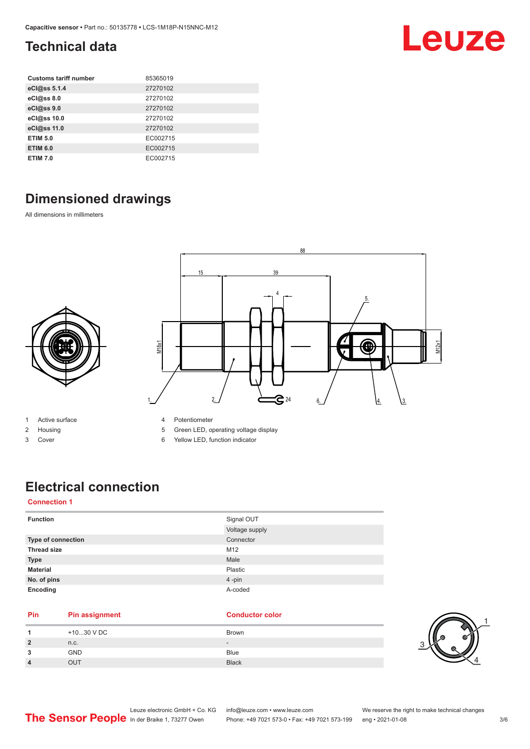## Technical data

| Customs tariff number | 85365019 |
| --- | --- |
| eCl@ss 5.1.4 | 27270102 |
| eCl@ss 8.0 | 27270102 |
| eCl@ss 9.0 | 27270102 |
| eCl@ss 10.0 | 27270102 |
| eCl@ss 11.0 | 27270102 |
| ETIM 5.0 | EC002715 |
| ETIM 6.0 | EC002715 |
| ETIM 7.0 | EC002715 |

## Dimensioned drawings

All dimensions in millimeters

1 Active surface
2 Housing
3 Cover
4 Potentiometer
5 Green LED, operating voltage display
6 Yellow LED, function indicator

## Electrical connection

**Connection 1**

| Function | Signal OUT |
| --- | --- |
| | Voltage supply |
| Type of connection | Connector |
| Thread size | M12 |
| Type | Male |
| Material | Plastic |
| No. of pins | 4 -pin |
| Encoding | A-coded |

| Pin | Pin assignment | Conductor color |
| --- | --- | --- |
| 1 | +10...30 V DC | Brown |
| 2 | n.c. | - |
| 3 | GND | Blue |
| 4 | OUT | Black |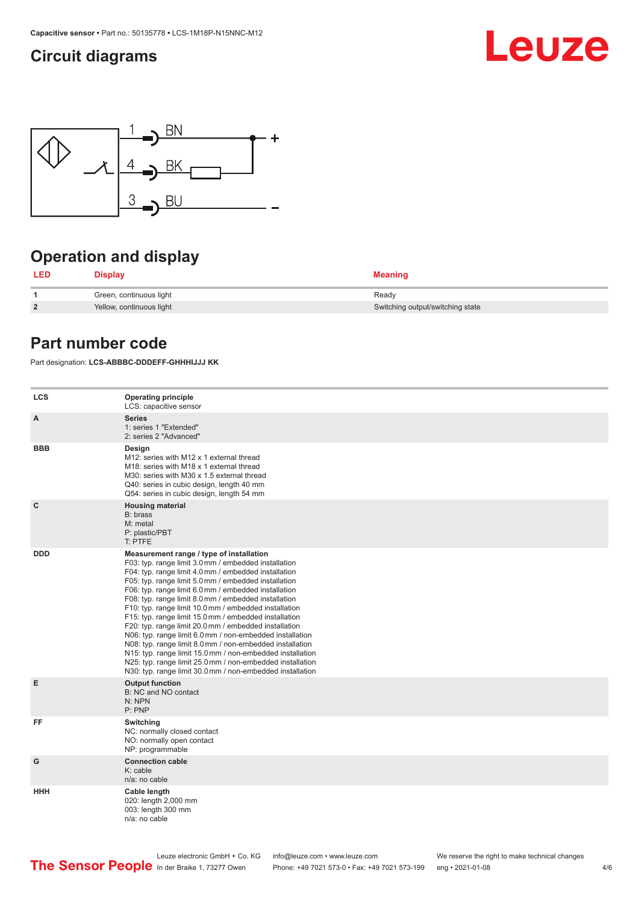## Circuit diagrams

## Operation and display

| LED | Display | Meaning |
|---|---|---|
| 1 | Green, continuous light | Ready |
| 2 | Yellow, continuous light | Switching output/switching state |

## Part number code

Part designation: **LCS-ABBBC-DDDEFF-GHHHIJJJ KK**

| | |
|---|---|
| **LCS** | **Operating principle**<br>LCS: capacitive sensor |
| **A** | **Series**<br>1: series 1 "Extended"<br>2: series 2 "Advanced" |
| **BBB** | **Design**<br>M12: series with M12 x 1 external thread<br>M18: series with M18 x 1 external thread<br>M30: series with M30 x 1.5 external thread<br>Q40: series in cubic design, length 40 mm<br>Q54: series in cubic design, length 54 mm |
| **C** | **Housing material**<br>B: brass<br>M: metal<br>P: plastic/PBT<br>T: PTFE |
| **DDD** | **Measurement range / type of installation**<br>F03: typ. range limit 3.0 mm / embedded installation<br>F04: typ. range limit 4.0 mm / embedded installation<br>F05: typ. range limit 5.0 mm / embedded installation<br>F06: typ. range limit 6.0 mm / embedded installation<br>F08: typ. range limit 8.0 mm / embedded installation<br>F10: typ. range limit 10.0 mm / embedded installation<br>F15: typ. range limit 15.0 mm / embedded installation<br>F20: typ. range limit 20.0 mm / embedded installation<br>N06: typ. range limit 6.0 mm / non-embedded installation<br>N08: typ. range limit 8.0 mm / non-embedded installation<br>N15: typ. range limit 15.0 mm / non-embedded installation<br>N25: typ. range limit 25.0 mm / non-embedded installation<br>N30: typ. range limit 30.0 mm / non-embedded installation |
| **E** | **Output function**<br>B: NC and NO contact<br>N: NPN<br>P: PNP |
| **FF** | **Switching**<br>NC: normally closed contact<br>NO: normally open contact<br>NP: programmable |
| **G** | **Connection cable**<br>K: cable<br>n/a: no cable |
| **HHH** | **Cable length**<br>020: length 2,000 mm<br>003: length 300 mm<br>n/a: no cable |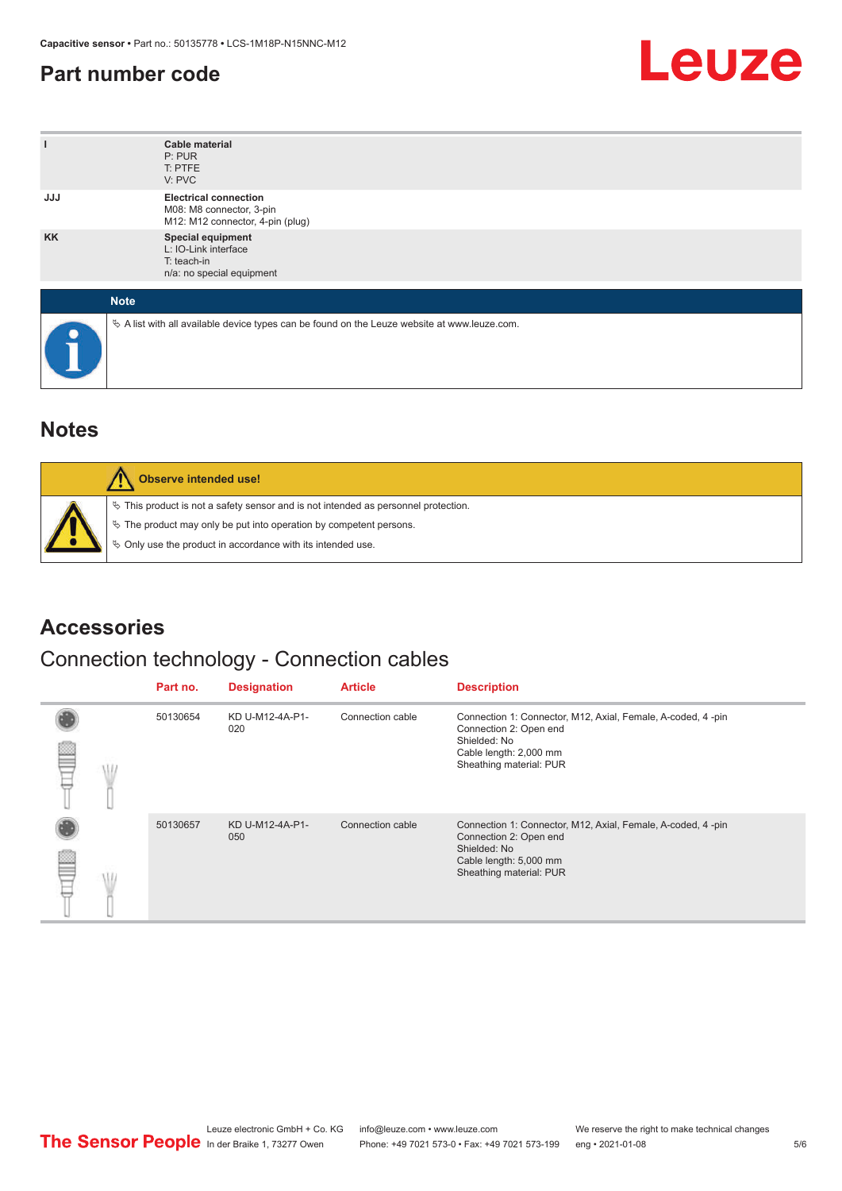## Part number code

| | |
|---|---|
| I | **Cable material**<br>P: PUR<br>T: PTFE<br>V: PVC |
| JJJ | **Electrical connection**<br>M08: M8 connector, 3-pin<br>M12: M12 connector, 4-pin (plug) |
| KK | **Special equipment**<br>L: IO-Link interface<br>T: teach-in<br>n/a: no special equipment |

**Note**

↳ A list with all available device types can be found on the Leuze website at www.leuze.com.

## Notes

**Observe intended use!**

↳ This product is not a safety sensor and is not intended as personnel protection.

↳ The product may only be put into operation by competent persons.

↳ Only use the product in accordance with its intended use.

## Accessories

### Connection technology - Connection cables

| Part no. | Designation | Article | Description |
|---|---|---|---|
| 50130654 | KD U-M12-4A-P1-020 | Connection cable | Connection 1: Connector, M12, Axial, Female, A-coded, 4 -pin<br>Connection 2: Open end<br>Shielded: No<br>Cable length: 2,000 mm<br>Sheathing material: PUR |
| 50130657 | KD U-M12-4A-P1-050 | Connection cable | Connection 1: Connector, M12, Axial, Female, A-coded, 4 -pin<br>Connection 2: Open end<br>Shielded: No<br>Cable length: 5,000 mm<br>Sheathing material: PUR |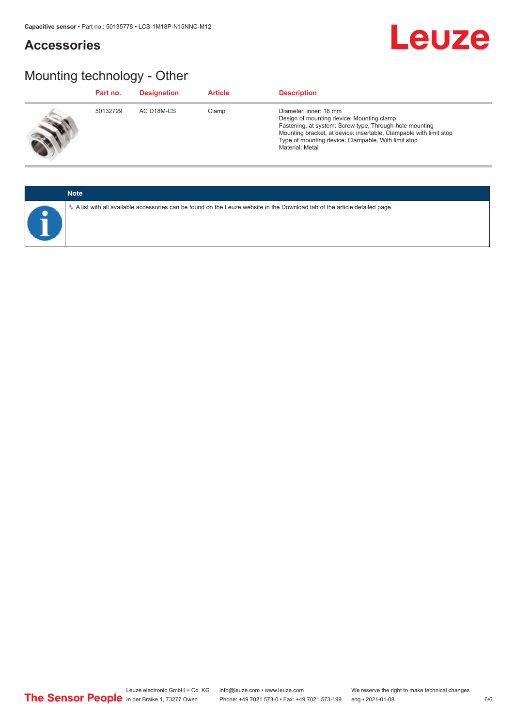## Accessories

### Mounting technology - Other

| Part no. | Designation | Article | Description |
|---|---|---|---|
| 50132729 | AC D18M-CS | Clamp | Diameter, inner: 18 mm<br>Design of mounting device: Mounting clamp<br>Fastening, at system: Screw type, Through-hole mounting<br>Mounting bracket, at device: insertable, Clampable with limit stop<br>Type of mounting device: Clampable, With limit stop<br>Material: Metal |

**Note**

A list with all available accessories can be found on the Leuze website in the Download tab of the article detailed page.